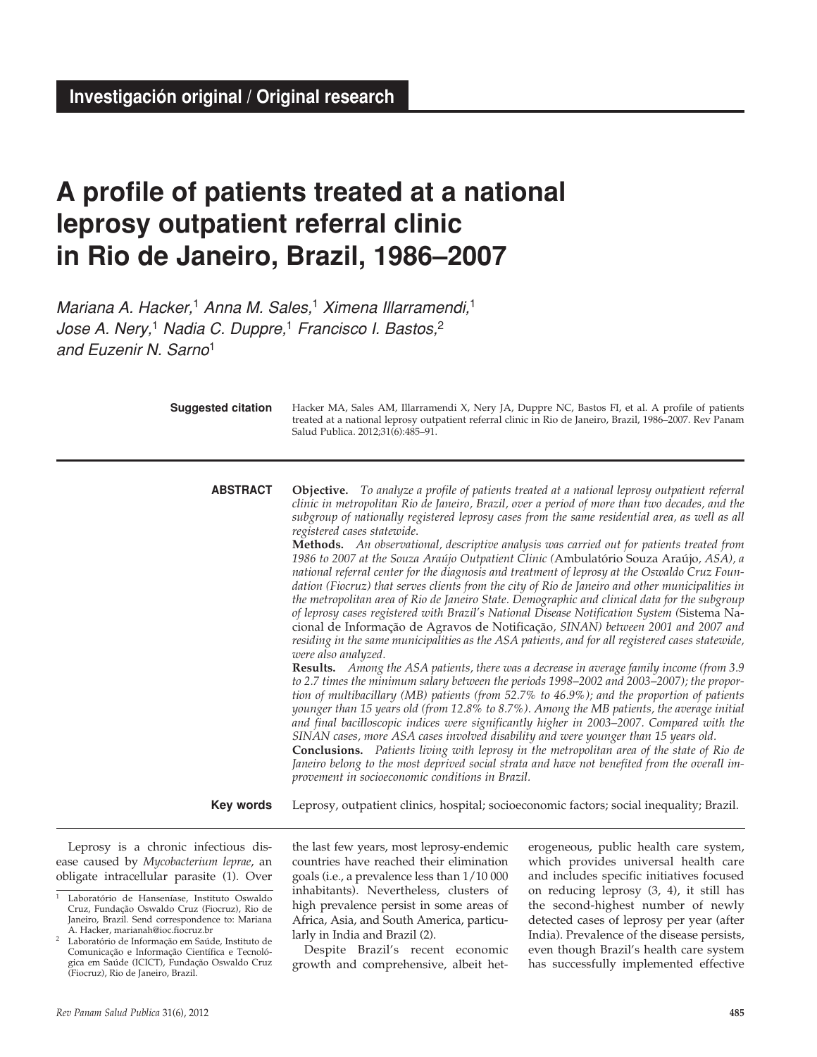**Investigación original / Original research**

# A profile of patients treated at a national leprosy outpatient referral clinic in Rio de Janeiro, Brazil, 1986–2007

*Mariana A. Hacker,*[1] *Anna M. Sales,*[1] *Ximena Illarramendi,*[1] *Jose A. Nery,*[1] *Nadia C. Duppre,*[1] *Francisco I. Bastos,*[2] *and Euzenir N. Sarno*[1]

**Suggested citation** Hacker MA, Sales AM, Illarramendi X, Nery JA, Duppre NC, Bastos FI, et al. A profile of patients treated at a national leprosy outpatient referral clinic in Rio de Janeiro, Brazil, 1986–2007. Rev Panam Salud Publica. 2012;31(6):485–91.

**ABSTRACT**

**Objective.** *To analyze a profile of patients treated at a national leprosy outpatient referral clinic in metropolitan Rio de Janeiro, Brazil, over a period of more than two decades, and the subgroup of nationally registered leprosy cases from the same residential area, as well as all registered cases statewide.*

**Methods.** *An observational, descriptive analysis was carried out for patients treated from 1986 to 2007 at the Souza Araújo Outpatient Clinic (*Ambulatório Souza Araújo*, ASA), a national referral center for the diagnosis and treatment of leprosy at the Oswaldo Cruz Foundation (Fiocruz) that serves clients from the city of Rio de Janeiro and other municipalities in the metropolitan area of Rio de Janeiro State. Demographic and clinical data for the subgroup of leprosy cases registered with Brazil's National Disease Notification System (*Sistema Nacional de Informação de Agravos de Notificação*, SINAN) between 2001 and 2007 and residing in the same municipalities as the ASA patients, and for all registered cases statewide, were also analyzed.*

**Results.** *Among the ASA patients, there was a decrease in average family income (from 3.9 to 2.7 times the minimum salary between the periods 1998–2002 and 2003–2007); the proportion of multibacillary (MB) patients (from 52.7% to 46.9%); and the proportion of patients younger than 15 years old (from 12.8% to 8.7%). Among the MB patients, the average initial and final bacilloscopic indices were significantly higher in 2003–2007. Compared with the SINAN cases, more ASA cases involved disability and were younger than 15 years old.*

**Conclusions.** *Patients living with leprosy in the metropolitan area of the state of Rio de Janeiro belong to the most deprived social strata and have not benefited from the overall improvement in socioeconomic conditions in Brazil.*

**Key words** Leprosy, outpatient clinics, hospital; socioeconomic factors; social inequality; Brazil.

Leprosy is a chronic infectious disease caused by *Mycobacterium leprae*, an obligate intracellular parasite (1). Over the last few years, most leprosy-endemic countries have reached their elimination goals (i.e., a prevalence less than 1/10 000 inhabitants). Nevertheless, clusters of high prevalence persist in some areas of Africa, Asia, and South America, particularly in India and Brazil (2).

Despite Brazil's recent economic growth and comprehensive, albeit heterogeneous, public health care system, which provides universal health care and includes specific initiatives focused on reducing leprosy (3, 4), it still has the second-highest number of newly detected cases of leprosy per year (after India). Prevalence of the disease persists, even though Brazil's health care system has successfully implemented effective

[1] Laboratório de Hanseníase, Instituto Oswaldo Cruz, Fundação Oswaldo Cruz (Fiocruz), Rio de Janeiro, Brazil. Send correspondence to: Mariana A. Hacker, marianah@ioc.fiocruz.br

[2] Laboratório de Informação em Saúde, Instituto de Comunicação e Informação Científica e Tecnológica em Saúde (ICICT), Fundação Oswaldo Cruz (Fiocruz), Rio de Janeiro, Brazil.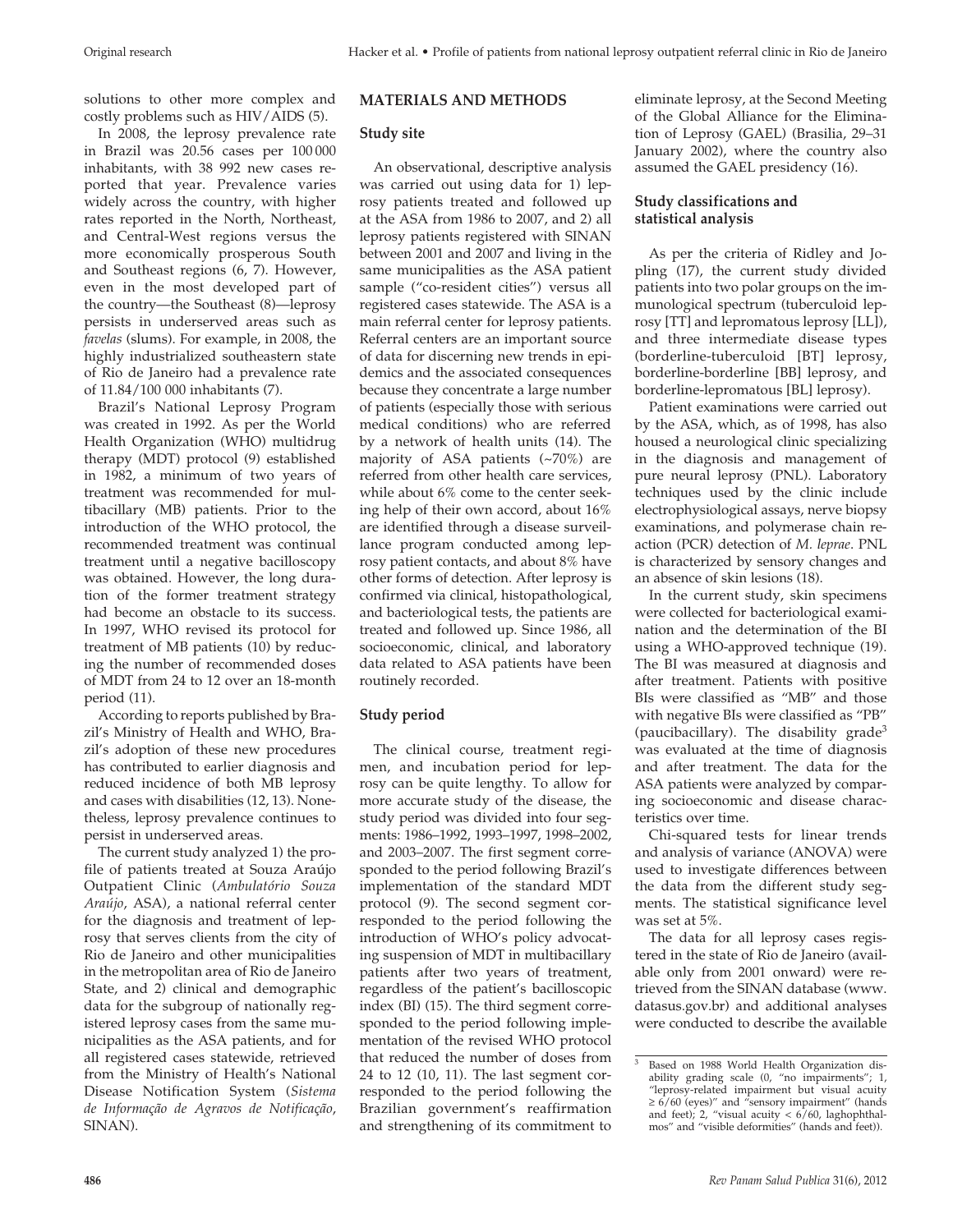solutions to other more complex and costly problems such as HIV/AIDS (5).

In 2008, the leprosy prevalence rate in Brazil was 20.56 cases per 100 000 inhabitants, with 38 992 new cases reported that year. Prevalence varies widely across the country, with higher rates reported in the North, Northeast, and Central-West regions versus the more economically prosperous South and Southeast regions (6, 7). However, even in the most developed part of the country—the Southeast (8)—leprosy persists in underserved areas such as *favelas* (slums). For example, in 2008, the highly industrialized southeastern state of Rio de Janeiro had a prevalence rate of 11.84/100 000 inhabitants (7).

Brazil's National Leprosy Program was created in 1992. As per the World Health Organization (WHO) multidrug therapy (MDT) protocol (9) established in 1982, a minimum of two years of treatment was recommended for multibacillary (MB) patients. Prior to the introduction of the WHO protocol, the recommended treatment was continual treatment until a negative bacilloscopy was obtained. However, the long duration of the former treatment strategy had become an obstacle to its success. In 1997, WHO revised its protocol for treatment of MB patients (10) by reducing the number of recommended doses of MDT from 24 to 12 over an 18-month period (11).

According to reports published by Brazil's Ministry of Health and WHO, Brazil's adoption of these new procedures has contributed to earlier diagnosis and reduced incidence of both MB leprosy and cases with disabilities (12, 13). Nonetheless, leprosy prevalence continues to persist in underserved areas.

The current study analyzed 1) the profile of patients treated at Souza Araújo Outpatient Clinic (*Ambulatório Souza Araújo*, ASA), a national referral center for the diagnosis and treatment of leprosy that serves clients from the city of Rio de Janeiro and other municipalities in the metropolitan area of Rio de Janeiro State, and 2) clinical and demographic data for the subgroup of nationally registered leprosy cases from the same municipalities as the ASA patients, and for all registered cases statewide, retrieved from the Ministry of Health's National Disease Notification System (*Sistema de Informação de Agravos de Notificação*, SINAN).

## MATERIALS AND METHODS

### Study site

An observational, descriptive analysis was carried out using data for 1) leprosy patients treated and followed up at the ASA from 1986 to 2007, and 2) all leprosy patients registered with SINAN between 2001 and 2007 and living in the same municipalities as the ASA patient sample ("co-resident cities") versus all registered cases statewide. The ASA is a main referral center for leprosy patients. Referral centers are an important source of data for discerning new trends in epidemics and the associated consequences because they concentrate a large number of patients (especially those with serious medical conditions) who are referred by a network of health units (14). The majority of ASA patients (~70%) are referred from other health care services, while about 6% come to the center seeking help of their own accord, about 16% are identified through a disease surveillance program conducted among leprosy patient contacts, and about 8% have other forms of detection. After leprosy is confirmed via clinical, histopathological, and bacteriological tests, the patients are treated and followed up. Since 1986, all socioeconomic, clinical, and laboratory data related to ASA patients have been routinely recorded.

### Study period

The clinical course, treatment regimen, and incubation period for leprosy can be quite lengthy. To allow for more accurate study of the disease, the study period was divided into four segments: 1986–1992, 1993–1997, 1998–2002, and 2003–2007. The first segment corresponded to the period following Brazil's implementation of the standard MDT protocol (9). The second segment corresponded to the period following the introduction of WHO's policy advocating suspension of MDT in multibacillary patients after two years of treatment, regardless of the patient's bacilloscopic index (BI) (15). The third segment corresponded to the period following implementation of the revised WHO protocol that reduced the number of doses from 24 to 12 (10, 11). The last segment corresponded to the period following the Brazilian government's reaffirmation and strengthening of its commitment to eliminate leprosy, at the Second Meeting of the Global Alliance for the Elimination of Leprosy (GAEL) (Brasilia, 29–31 January 2002), where the country also assumed the GAEL presidency (16).

### Study classifications and statistical analysis

As per the criteria of Ridley and Jopling (17), the current study divided patients into two polar groups on the immunological spectrum (tuberculoid leprosy [TT] and lepromatous leprosy [LL]), and three intermediate disease types (borderline-tuberculoid [BT] leprosy, borderline-borderline [BB] leprosy, and borderline-lepromatous [BL] leprosy).

Patient examinations were carried out by the ASA, which, as of 1998, has also housed a neurological clinic specializing in the diagnosis and management of pure neural leprosy (PNL). Laboratory techniques used by the clinic include electrophysiological assays, nerve biopsy examinations, and polymerase chain reaction (PCR) detection of *M. leprae*. PNL is characterized by sensory changes and an absence of skin lesions (18).

In the current study, skin specimens were collected for bacteriological examination and the determination of the BI using a WHO-approved technique (19). The BI was measured at diagnosis and after treatment. Patients with positive BIs were classified as "MB" and those with negative BIs were classified as "PB" (paucibacillary). The disability grade[3] was evaluated at the time of diagnosis and after treatment. The data for the ASA patients were analyzed by comparing socioeconomic and disease characteristics over time.

Chi-squared tests for linear trends and analysis of variance (ANOVA) were used to investigate differences between the data from the different study segments. The statistical significance level was set at 5%.

The data for all leprosy cases registered in the state of Rio de Janeiro (available only from 2001 onward) were retrieved from the SINAN database (www.datasus.gov.br) and additional analyses were conducted to describe the available

[3] Based on 1988 World Health Organization disability grading scale (0, "no impairments"; 1, "leprosy-related impairment but visual acuity ≥ 6/60 (eyes)" and "sensory impairment" (hands and feet); 2, "visual acuity < 6/60, laghophthalmos" and "visible deformities" (hands and feet)).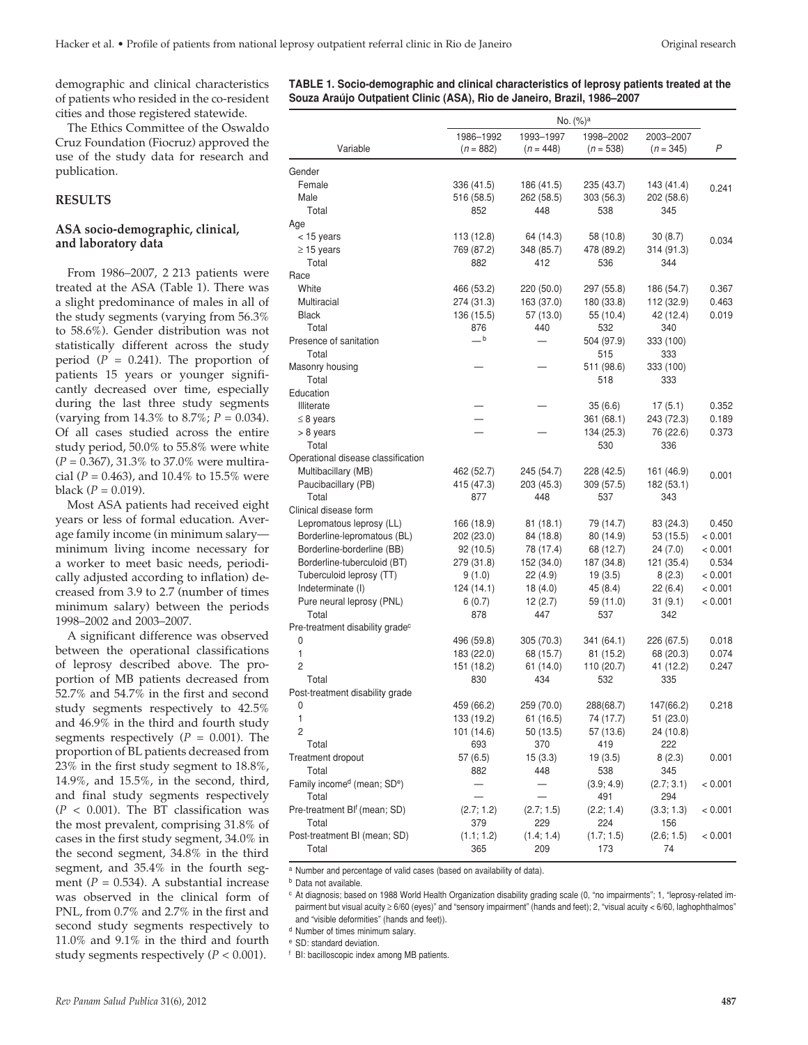demographic and clinical characteristics of patients who resided in the co-resident cities and those registered statewide.

The Ethics Committee of the Oswaldo Cruz Foundation (Fiocruz) approved the use of the study data for research and publication.

## RESULTS

### ASA socio-demographic, clinical, and laboratory data

From 1986–2007, 2 213 patients were treated at the ASA (Table 1). There was a slight predominance of males in all of the study segments (varying from 56.3% to 58.6%). Gender distribution was not statistically different across the study period ($P$ = 0.241). The proportion of patients 15 years or younger significantly decreased over time, especially during the last three study segments (varying from 14.3% to 8.7%; $P$ = 0.034). Of all cases studied across the entire study period, 50.0% to 55.8% were white ($P$ = 0.367), 31.3% to 37.0% were multiracial ($P$ = 0.463), and 10.4% to 15.5% were black ($P$ = 0.019).

Most ASA patients had received eight years or less of formal education. Average family income (in minimum salary—minimum living income necessary for a worker to meet basic needs, periodically adjusted according to inflation) decreased from 3.9 to 2.7 (number of times minimum salary) between the periods 1998–2002 and 2003–2007.

A significant difference was observed between the operational classifications of leprosy described above. The proportion of MB patients decreased from 52.7% and 54.7% in the first and second study segments respectively to 42.5% and 46.9% in the third and fourth study segments respectively ($P$ = 0.001). The proportion of BL patients decreased from 23% in the first study segment to 18.8%, 14.9%, and 15.5%, in the second, third, and final study segments respectively ($P$ < 0.001). The BT classification was the most prevalent, comprising 31.8% of cases in the first study segment, 34.0% in the second segment, 34.8% in the third segment, and 35.4% in the fourth segment ($P$ = 0.534). A substantial increase was observed in the clinical form of PNL, from 0.7% and 2.7% in the first and second study segments respectively to 11.0% and 9.1% in the third and fourth study segments respectively ($P$ < 0.001).

**TABLE 1. Socio-demographic and clinical characteristics of leprosy patients treated at the Souza Araújo Outpatient Clinic (ASA), Rio de Janeiro, Brazil, 1986–2007**

| Variable | No. (%)[a] | | | | $P$ |
|---|---|---|---|---|---|
| | 1986–1992 ($n$ = 882) | 1993–1997 ($n$ = 448) | 1998–2002 ($n$ = 538) | 2003–2007 ($n$ = 345) | |
| Gender | | | | | |
| Female | 336 (41.5) | 186 (41.5) | 235 (43.7) | 143 (41.4) | 0.241 |
| Male | 516 (58.5) | 262 (58.5) | 303 (56.3) | 202 (58.6) | |
| Total | 852 | 448 | 538 | 345 | |
| Age | | | | | |
| < 15 years | 113 (12.8) | 64 (14.3) | 58 (10.8) | 30 (8.7) | 0.034 |
| ≥ 15 years | 769 (87.2) | 348 (85.7) | 478 (89.2) | 314 (91.3) | |
| Total | 882 | 412 | 536 | 344 | |
| Race | | | | | |
| White | 466 (53.2) | 220 (50.0) | 297 (55.8) | 186 (54.7) | 0.367 |
| Multiracial | 274 (31.3) | 163 (37.0) | 180 (33.8) | 112 (32.9) | 0.463 |
| Black | 136 (15.5) | 57 (13.0) | 55 (10.4) | 42 (12.4) | 0.019 |
| Total | 876 | 440 | 532 | 340 | |
| Presence of sanitation | —[b] | — | 504 (97.9) | 333 (100) | |
| Total | | | 515 | 333 | |
| Masonry housing | — | — | 511 (98.6) | 333 (100) | |
| Total | | | 518 | 333 | |
| Education | | | | | |
| Illiterate | — | — | 35 (6.6) | 17 (5.1) | 0.352 |
| ≤ 8 years | — | — | 361 (68.1) | 243 (72.3) | 0.189 |
| > 8 years | — | — | 134 (25.3) | 76 (22.6) | 0.373 |
| Total | | | 530 | 336 | |
| Operational disease classification | | | | | |
| Multibacillary (MB) | 462 (52.7) | 245 (54.7) | 228 (42.5) | 161 (46.9) | 0.001 |
| Paucibacillary (PB) | 415 (47.3) | 203 (45.3) | 309 (57.5) | 182 (53.1) | |
| Total | 877 | 448 | 537 | 343 | |
| Clinical disease form | | | | | |
| Lepromatous leprosy (LL) | 166 (18.9) | 81 (18.1) | 79 (14.7) | 83 (24.3) | 0.450 |
| Borderline-lepromatous (BL) | 202 (23.0) | 84 (18.8) | 80 (14.9) | 53 (15.5) | < 0.001 |
| Borderline-borderline (BB) | 92 (10.5) | 78 (17.4) | 68 (12.7) | 24 (7.0) | < 0.001 |
| Borderline-tuberculoid (BT) | 279 (31.8) | 152 (34.0) | 187 (34.8) | 121 (35.4) | 0.534 |
| Tuberculoid leprosy (TT) | 9 (1.0) | 22 (4.9) | 19 (3.5) | 8 (2.3) | < 0.001 |
| Indeterminate (I) | 124 (14.1) | 18 (4.0) | 45 (8.4) | 22 (6.4) | < 0.001 |
| Pure neural leprosy (PNL) | 6 (0.7) | 12 (2.7) | 59 (11.0) | 31 (9.1) | < 0.001 |
| Total | 878 | 447 | 537 | 342 | |
| Pre-treatment disability grade[c] | | | | | |
| 0 | 496 (59.8) | 305 (70.3) | 341 (64.1) | 226 (67.5) | 0.018 |
| 1 | 183 (22.0) | 68 (15.7) | 81 (15.2) | 68 (20.3) | 0.074 |
| 2 | 151 (18.2) | 61 (14.0) | 110 (20.7) | 41 (12.2) | 0.247 |
| Total | 830 | 434 | 532 | 335 | |
| Post-treatment disability grade | | | | | |
| 0 | 459 (66.2) | 259 (70.0) | 288(68.7) | 147(66.2) | 0.218 |
| 1 | 133 (19.2) | 61 (16.5) | 74 (17.7) | 51 (23.0) | |
| 2 | 101 (14.6) | 50 (13.5) | 57 (13.6) | 24 (10.8) | |
| Total | 693 | 370 | 419 | 222 | |
| Treatment dropout | 57 (6.5) | 15 (3.3) | 19 (3.5) | 8 (2.3) | 0.001 |
| Total | 882 | 448 | 538 | 345 | |
| Family income[d] (mean; SD[e]) | — | — | (3.9; 4.9) | (2.7; 3.1) | < 0.001 |
| Total | — | — | 491 | 294 | |
| Pre-treatment BI[f] (mean; SD) | (2.7; 1.2) | (2.7; 1.5) | (2.2; 1.4) | (3.3; 1.3) | < 0.001 |
| Total | 379 | 229 | 224 | 156 | |
| Post-treatment BI (mean; SD) | (1.1; 1.2) | (1.4; 1.4) | (1.7; 1.5) | (2.6; 1.5) | < 0.001 |
| Total | 365 | 209 | 173 | 74 | |

[a] Number and percentage of valid cases (based on availability of data).

[b] Data not available.

[c] At diagnosis; based on 1988 World Health Organization disability grading scale (0, "no impairments"; 1, "leprosy-related impairment but visual acuity ≥ 6/60 (eyes)" and "sensory impairment" (hands and feet); 2, "visual acuity < 6/60, laghophthalmos" and "visible deformities" (hands and feet)).

[d] Number of times minimum salary.

[e] SD: standard deviation.

[f] BI: bacilloscopic index among MB patients.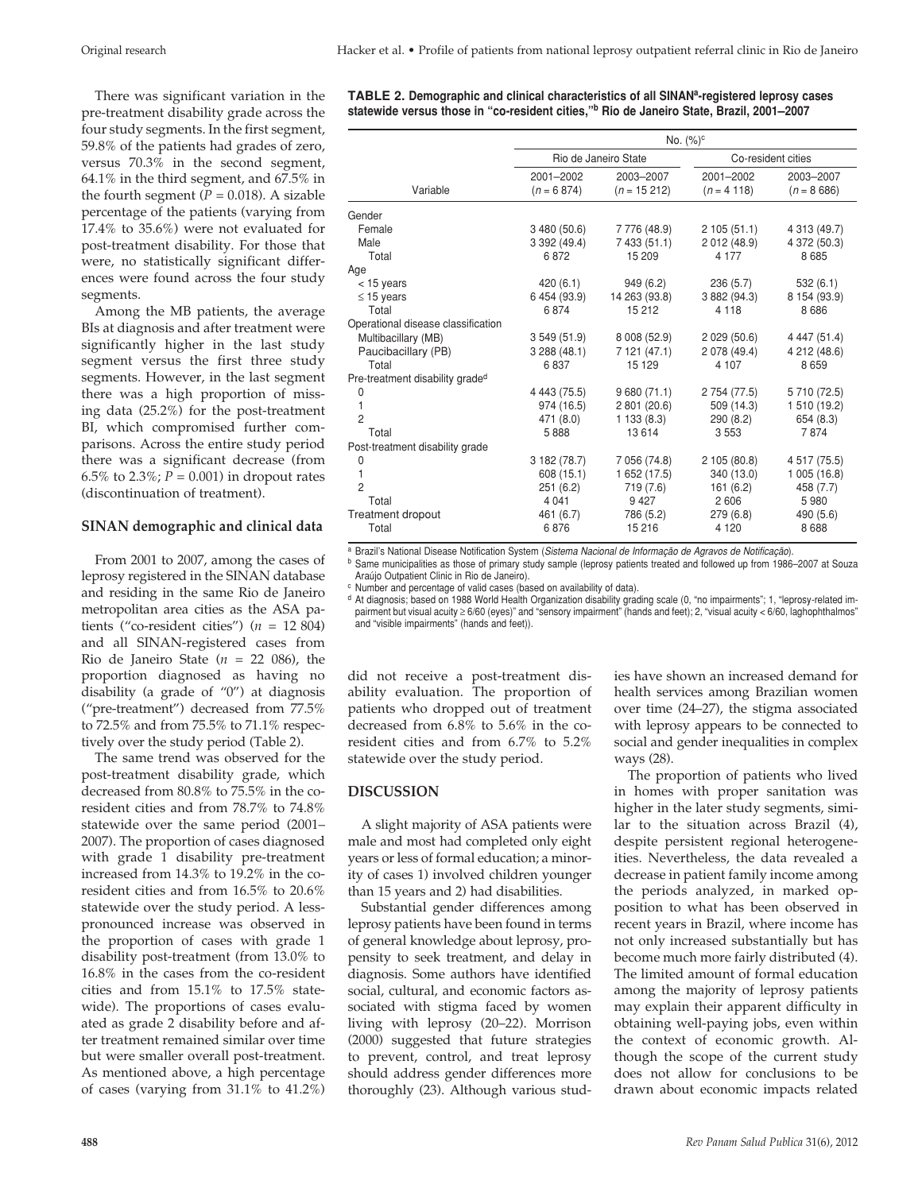There was significant variation in the pre-treatment disability grade across the four study segments. In the first segment, 59.8% of the patients had grades of zero, versus 70.3% in the second segment, 64.1% in the third segment, and 67.5% in the fourth segment ($P = 0.018$). A sizable percentage of the patients (varying from 17.4% to 35.6%) were not evaluated for post-treatment disability. For those that were, no statistically significant differences were found across the four study segments.

Among the MB patients, the average BIs at diagnosis and after treatment were significantly higher in the last study segment versus the first three study segments. However, in the last segment there was a high proportion of missing data (25.2%) for the post-treatment BI, which compromised further comparisons. Across the entire study period there was a significant decrease (from 6.5% to 2.3%; $P = 0.001$) in dropout rates (discontinuation of treatment).

### SINAN demographic and clinical data

From 2001 to 2007, among the cases of leprosy registered in the SINAN database and residing in the same Rio de Janeiro metropolitan area cities as the ASA patients ("co-resident cities") ($n$ = 12 804) and all SINAN-registered cases from Rio de Janeiro State ($n$ = 22 086), the proportion diagnosed as having no disability (a grade of "0") at diagnosis ("pre-treatment") decreased from 77.5% to 72.5% and from 75.5% to 71.1% respectively over the study period (Table 2).

The same trend was observed for the post-treatment disability grade, which decreased from 80.8% to 75.5% in the co-resident cities and from 78.7% to 74.8% statewide over the same period (2001–2007). The proportion of cases diagnosed with grade 1 disability pre-treatment increased from 14.3% to 19.2% in the co-resident cities and from 16.5% to 20.6% statewide over the study period. A less-pronounced increase was observed in the proportion of cases with grade 1 disability post-treatment (from 13.0% to 16.8% in the cases from the co-resident cities and from 15.1% to 17.5% statewide). The proportions of cases evaluated as grade 2 disability before and after treatment remained similar over time but were smaller overall post-treatment. As mentioned above, a high percentage of cases (varying from 31.1% to 41.2%) did not receive a post-treatment disability evaluation. The proportion of patients who dropped out of treatment decreased from 6.8% to 5.6% in the co-resident cities and from 6.7% to 5.2% statewide over the study period.

**TABLE 2. Demographic and clinical characteristics of all SINAN[a]-registered leprosy cases statewide versus those in "co-resident cities,"[b] Rio de Janeiro State, Brazil, 2001–2007**

| | No. (%)[c] | | | |
|---|---|---|---|---|
| | Rio de Janeiro State | | Co-resident cities | |
| Variable | 2001–2002 ($n$ = 6 874) | 2003–2007 ($n$ = 15 212) | 2001–2002 ($n$ = 4 118) | 2003–2007 ($n$ = 8 686) |
| Gender | | | | |
| Female | 3 480 (50.6) | 7 776 (48.9) | 2 105 (51.1) | 4 313 (49.7) |
| Male | 3 392 (49.4) | 7 433 (51.1) | 2 012 (48.9) | 4 372 (50.3) |
| Total | 6 872 | 15 209 | 4 177 | 8 685 |
| Age | | | | |
| < 15 years | 420 (6.1) | 949 (6.2) | 236 (5.7) | 532 (6.1) |
| ≤ 15 years | 6 454 (93.9) | 14 263 (93.8) | 3 882 (94.3) | 8 154 (93.9) |
| Total | 6 874 | 15 212 | 4 118 | 8 686 |
| Operational disease classification | | | | |
| Multibacillary (MB) | 3 549 (51.9) | 8 008 (52.9) | 2 029 (50.6) | 4 447 (51.4) |
| Paucibacillary (PB) | 3 288 (48.1) | 7 121 (47.1) | 2 078 (49.4) | 4 212 (48.6) |
| Total | 6 837 | 15 129 | 4 107 | 8 659 |
| Pre-treatment disability grade[d] | | | | |
| 0 | 4 443 (75.5) | 9 680 (71.1) | 2 754 (77.5) | 5 710 (72.5) |
| 1 | 974 (16.5) | 2 801 (20.6) | 509 (14.3) | 1 510 (19.2) |
| 2 | 471 (8.0) | 1 133 (8.3) | 290 (8.2) | 654 (8.3) |
| Total | 5 888 | 13 614 | 3 553 | 7 874 |
| Post-treatment disability grade | | | | |
| 0 | 3 182 (78.7) | 7 056 (74.8) | 2 105 (80.8) | 4 517 (75.5) |
| 1 | 608 (15.1) | 1 652 (17.5) | 340 (13.0) | 1 005 (16.8) |
| 2 | 251 (6.2) | 719 (7.6) | 161 (6.2) | 458 (7.7) |
| Total | 4 041 | 9 427 | 2 606 | 5 980 |
| Treatment dropout | 461 (6.7) | 786 (5.2) | 279 (6.8) | 490 (5.6) |
| Total | 6 876 | 15 216 | 4 120 | 8 688 |

[a] Brazil's National Disease Notification System (*Sistema Nacional de Informação de Agravos de Notificação*).
[b] Same municipalities as those of primary study sample (leprosy patients treated and followed up from 1986–2007 at Souza Araújo Outpatient Clinic in Rio de Janeiro).
[c] Number and percentage of valid cases (based on availability of data).
[d] At diagnosis; based on 1988 World Health Organization disability grading scale (0, "no impairments"; 1, "leprosy-related impairment but visual acuity ≥ 6/60 (eyes)" and "sensory impairment" (hands and feet); 2, "visual acuity < 6/60, laghophthalmos" and "visible impairments" (hands and feet)).

## DISCUSSION

A slight majority of ASA patients were male and most had completed only eight years or less of formal education; a minority of cases 1) involved children younger than 15 years and 2) had disabilities.

Substantial gender differences among leprosy patients have been found in terms of general knowledge about leprosy, propensity to seek treatment, and delay in diagnosis. Some authors have identified social, cultural, and economic factors associated with stigma faced by women living with leprosy (20–22). Morrison (2000) suggested that future strategies to prevent, control, and treat leprosy should address gender differences more thoroughly (23). Although various studies have shown an increased demand for health services among Brazilian women over time (24–27), the stigma associated with leprosy appears to be connected to social and gender inequalities in complex ways (28).

The proportion of patients who lived in homes with proper sanitation was higher in the later study segments, similar to the situation across Brazil (4), despite persistent regional heterogeneities. Nevertheless, the data revealed a decrease in patient family income among the periods analyzed, in marked opposition to what has been observed in recent years in Brazil, where income has not only increased substantially but has become much more fairly distributed (4). The limited amount of formal education among the majority of leprosy patients may explain their apparent difficulty in obtaining well-paying jobs, even within the context of economic growth. Although the scope of the current study does not allow for conclusions to be drawn about economic impacts related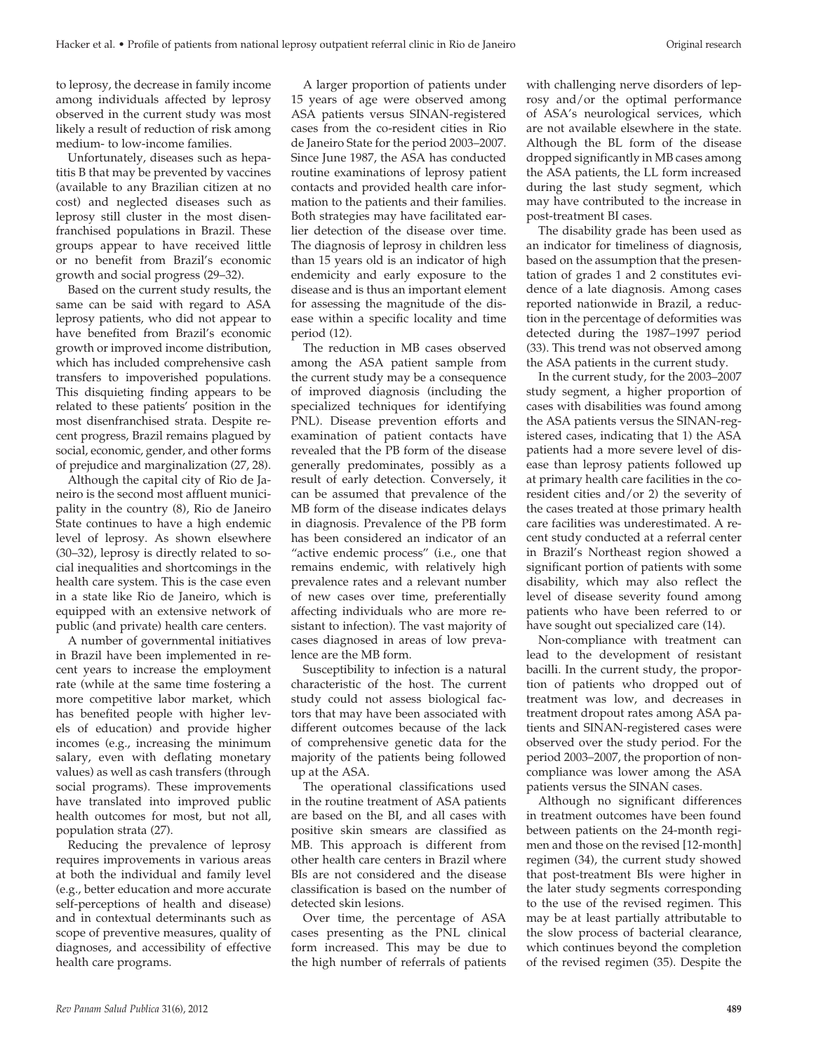to leprosy, the decrease in family income among individuals affected by leprosy observed in the current study was most likely a result of reduction of risk among medium- to low-income families.

Unfortunately, diseases such as hepatitis B that may be prevented by vaccines (available to any Brazilian citizen at no cost) and neglected diseases such as leprosy still cluster in the most disenfranchised populations in Brazil. These groups appear to have received little or no benefit from Brazil's economic growth and social progress (29–32).

Based on the current study results, the same can be said with regard to ASA leprosy patients, who did not appear to have benefited from Brazil's economic growth or improved income distribution, which has included comprehensive cash transfers to impoverished populations. This disquieting finding appears to be related to these patients' position in the most disenfranchised strata. Despite recent progress, Brazil remains plagued by social, economic, gender, and other forms of prejudice and marginalization (27, 28).

Although the capital city of Rio de Janeiro is the second most affluent municipality in the country (8), Rio de Janeiro State continues to have a high endemic level of leprosy. As shown elsewhere (30–32), leprosy is directly related to social inequalities and shortcomings in the health care system. This is the case even in a state like Rio de Janeiro, which is equipped with an extensive network of public (and private) health care centers.

A number of governmental initiatives in Brazil have been implemented in recent years to increase the employment rate (while at the same time fostering a more competitive labor market, which has benefited people with higher levels of education) and provide higher incomes (e.g., increasing the minimum salary, even with deflating monetary values) as well as cash transfers (through social programs). These improvements have translated into improved public health outcomes for most, but not all, population strata (27).

Reducing the prevalence of leprosy requires improvements in various areas at both the individual and family level (e.g., better education and more accurate self-perceptions of health and disease) and in contextual determinants such as scope of preventive measures, quality of diagnoses, and accessibility of effective health care programs.

A larger proportion of patients under 15 years of age were observed among ASA patients versus SINAN-registered cases from the co-resident cities in Rio de Janeiro State for the period 2003–2007. Since June 1987, the ASA has conducted routine examinations of leprosy patient contacts and provided health care information to the patients and their families. Both strategies may have facilitated earlier detection of the disease over time. The diagnosis of leprosy in children less than 15 years old is an indicator of high endemicity and early exposure to the disease and is thus an important element for assessing the magnitude of the disease within a specific locality and time period (12).

The reduction in MB cases observed among the ASA patient sample from the current study may be a consequence of improved diagnosis (including the specialized techniques for identifying PNL). Disease prevention efforts and examination of patient contacts have revealed that the PB form of the disease generally predominates, possibly as a result of early detection. Conversely, it can be assumed that prevalence of the MB form of the disease indicates delays in diagnosis. Prevalence of the PB form has been considered an indicator of an "active endemic process" (i.e., one that remains endemic, with relatively high prevalence rates and a relevant number of new cases over time, preferentially affecting individuals who are more resistant to infection). The vast majority of cases diagnosed in areas of low prevalence are the MB form.

Susceptibility to infection is a natural characteristic of the host. The current study could not assess biological factors that may have been associated with different outcomes because of the lack of comprehensive genetic data for the majority of the patients being followed up at the ASA.

The operational classifications used in the routine treatment of ASA patients are based on the BI, and all cases with positive skin smears are classified as MB. This approach is different from other health care centers in Brazil where BIs are not considered and the disease classification is based on the number of detected skin lesions.

Over time, the percentage of ASA cases presenting as the PNL clinical form increased. This may be due to the high number of referrals of patients with challenging nerve disorders of leprosy and/or the optimal performance of ASA's neurological services, which are not available elsewhere in the state. Although the BL form of the disease dropped significantly in MB cases among the ASA patients, the LL form increased during the last study segment, which may have contributed to the increase in post-treatment BI cases.

The disability grade has been used as an indicator for timeliness of diagnosis, based on the assumption that the presentation of grades 1 and 2 constitutes evidence of a late diagnosis. Among cases reported nationwide in Brazil, a reduction in the percentage of deformities was detected during the 1987–1997 period (33). This trend was not observed among the ASA patients in the current study.

In the current study, for the 2003–2007 study segment, a higher proportion of cases with disabilities was found among the ASA patients versus the SINAN-registered cases, indicating that 1) the ASA patients had a more severe level of disease than leprosy patients followed up at primary health care facilities in the co-resident cities and/or 2) the severity of the cases treated at those primary health care facilities was underestimated. A recent study conducted at a referral center in Brazil's Northeast region showed a significant portion of patients with some disability, which may also reflect the level of disease severity found among patients who have been referred to or have sought out specialized care (14).

Non-compliance with treatment can lead to the development of resistant bacilli. In the current study, the proportion of patients who dropped out of treatment was low, and decreases in treatment dropout rates among ASA patients and SINAN-registered cases were observed over the study period. For the period 2003–2007, the proportion of non-compliance was lower among the ASA patients versus the SINAN cases.

Although no significant differences in treatment outcomes have been found between patients on the 24-month regimen and those on the revised [12-month] regimen (34), the current study showed that post-treatment BIs were higher in the later study segments corresponding to the use of the revised regimen. This may be at least partially attributable to the slow process of bacterial clearance, which continues beyond the completion of the revised regimen (35). Despite the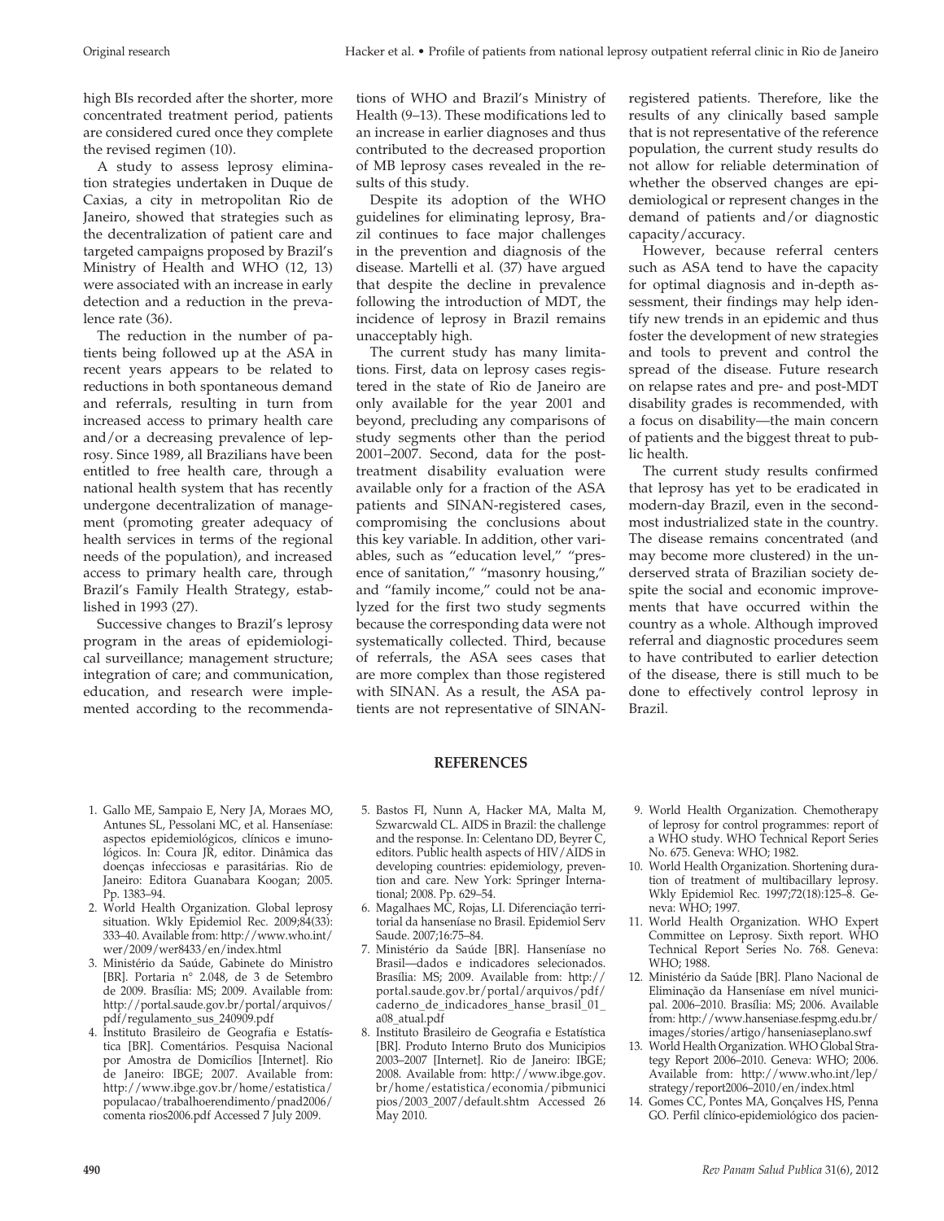high BIs recorded after the shorter, more concentrated treatment period, patients are considered cured once they complete the revised regimen (10).

A study to assess leprosy elimination strategies undertaken in Duque de Caxias, a city in metropolitan Rio de Janeiro, showed that strategies such as the decentralization of patient care and targeted campaigns proposed by Brazil's Ministry of Health and WHO (12, 13) were associated with an increase in early detection and a reduction in the prevalence rate (36).

The reduction in the number of patients being followed up at the ASA in recent years appears to be related to reductions in both spontaneous demand and referrals, resulting in turn from increased access to primary health care and/or a decreasing prevalence of leprosy. Since 1989, all Brazilians have been entitled to free health care, through a national health system that has recently undergone decentralization of management (promoting greater adequacy of health services in terms of the regional needs of the population), and increased access to primary health care, through Brazil's Family Health Strategy, established in 1993 (27).

Successive changes to Brazil's leprosy program in the areas of epidemiological surveillance; management structure; integration of care; and communication, education, and research were implemented according to the recommendations of WHO and Brazil's Ministry of Health (9–13). These modifications led to an increase in earlier diagnoses and thus contributed to the decreased proportion of MB leprosy cases revealed in the results of this study.

Despite its adoption of the WHO guidelines for eliminating leprosy, Brazil continues to face major challenges in the prevention and diagnosis of the disease. Martelli et al. (37) have argued that despite the decline in prevalence following the introduction of MDT, the incidence of leprosy in Brazil remains unacceptably high.

The current study has many limitations. First, data on leprosy cases registered in the state of Rio de Janeiro are only available for the year 2001 and beyond, precluding any comparisons of study segments other than the period 2001–2007. Second, data for the post-treatment disability evaluation were available only for a fraction of the ASA patients and SINAN-registered cases, compromising the conclusions about this key variable. In addition, other variables, such as "education level," "presence of sanitation," "masonry housing," and "family income," could not be analyzed for the first two study segments because the corresponding data were not systematically collected. Third, because of referrals, the ASA sees cases that are more complex than those registered with SINAN. As a result, the ASA patients are not representative of SINAN-registered patients. Therefore, like the results of any clinically based sample that is not representative of the reference population, the current study results do not allow for reliable determination of whether the observed changes are epidemiological or represent changes in the demand of patients and/or diagnostic capacity/accuracy.

However, because referral centers such as ASA tend to have the capacity for optimal diagnosis and in-depth assessment, their findings may help identify new trends in an epidemic and thus foster the development of new strategies and tools to prevent and control the spread of the disease. Future research on relapse rates and pre- and post-MDT disability grades is recommended, with a focus on disability—the main concern of patients and the biggest threat to public health.

The current study results confirmed that leprosy has yet to be eradicated in modern-day Brazil, even in the second-most industrialized state in the country. The disease remains concentrated (and may become more clustered) in the underserved strata of Brazilian society despite the social and economic improvements that have occurred within the country as a whole. Although improved referral and diagnostic procedures seem to have contributed to earlier detection of the disease, there is still much to be done to effectively control leprosy in Brazil.

## REFERENCES

1. Gallo ME, Sampaio E, Nery JA, Moraes MO, Antunes SL, Pessolani MC, et al. Hanseníase: aspectos epidemiológicos, clínicos e imunológicos. In: Coura JR, editor. Dinâmica das doenças infecciosas e parasitárias. Rio de Janeiro: Editora Guanabara Koogan; 2005. Pp. 1383–94.
2. World Health Organization. Global leprosy situation. Wkly Epidemiol Rec. 2009;84(33): 333–40. Available from: http://www.who.int/wer/2009/wer8433/en/index.html
3. Ministério da Saúde, Gabinete do Ministro [BR]. Portaria n° 2.048, de 3 de Setembro de 2009. Brasília: MS; 2009. Available from: http://portal.saude.gov.br/portal/arquivos/pdf/regulamento_sus_240909.pdf
4. Instituto Brasileiro de Geografia e Estatística [BR]. Comentários. Pesquisa Nacional por Amostra de Domicílios [Internet]. Rio de Janeiro: IBGE; 2007. Available from: http://www.ibge.gov.br/home/estatistica/populacao/trabalhoerendimento/pnad2006/comenta rios2006.pdf Accessed 7 July 2009.
5. Bastos FI, Nunn A, Hacker MA, Malta M, Szwarcwald CL. AIDS in Brazil: the challenge and the response. In: Celentano DD, Beyrer C, editors. Public health aspects of HIV/AIDS in developing countries: epidemiology, prevention and care. New York: Springer International; 2008. Pp. 629–54.
6. Magalhaes MC, Rojas, LI. Diferenciação territorial da hanseníase no Brasil. Epidemiol Serv Saude. 2007;16:75–84.
7. Ministério da Saúde [BR]. Hanseníase no Brasil—dados e indicadores selecionados. Brasília: MS; 2009. Available from: http://portal.saude.gov.br/portal/arquivos/pdf/caderno_de_indicadores_hanse_brasil_01_a08_atual.pdf
8. Instituto Brasileiro de Geografia e Estatística [BR]. Produto Interno Bruto dos Municipios 2003–2007 [Internet]. Rio de Janeiro: IBGE; 2008. Available from: http://www.ibge.gov.br/home/estatistica/economia/pibmunicipios/2003_2007/default.shtm Accessed 26 May 2010.
9. World Health Organization. Chemotherapy of leprosy for control programmes: report of a WHO study. WHO Technical Report Series No. 675. Geneva: WHO; 1982.
10. World Health Organization. Shortening duration of treatment of multibacillary leprosy. Wkly Epidemiol Rec. 1997;72(18):125–8. Geneva: WHO; 1997.
11. World Health Organization. WHO Expert Committee on Leprosy. Sixth report. WHO Technical Report Series No. 768. Geneva: WHO; 1988.
12. Ministério da Saúde [BR]. Plano Nacional de Eliminação da Hanseníase em nível municipal. 2006–2010. Brasília: MS; 2006. Available from: http://www.hanseniase.fespmg.edu.br/images/stories/artigo/hanseniaseplano.swf
13. World Health Organization. WHO Global Strategy Report 2006–2010. Geneva: WHO; 2006. Available from: http://www.who.int/lep/strategy/report2006–2010/en/index.html
14. Gomes CC, Pontes MA, Gonçalves HS, Penna GO. Perfil clínico-epidemiológico dos pacien-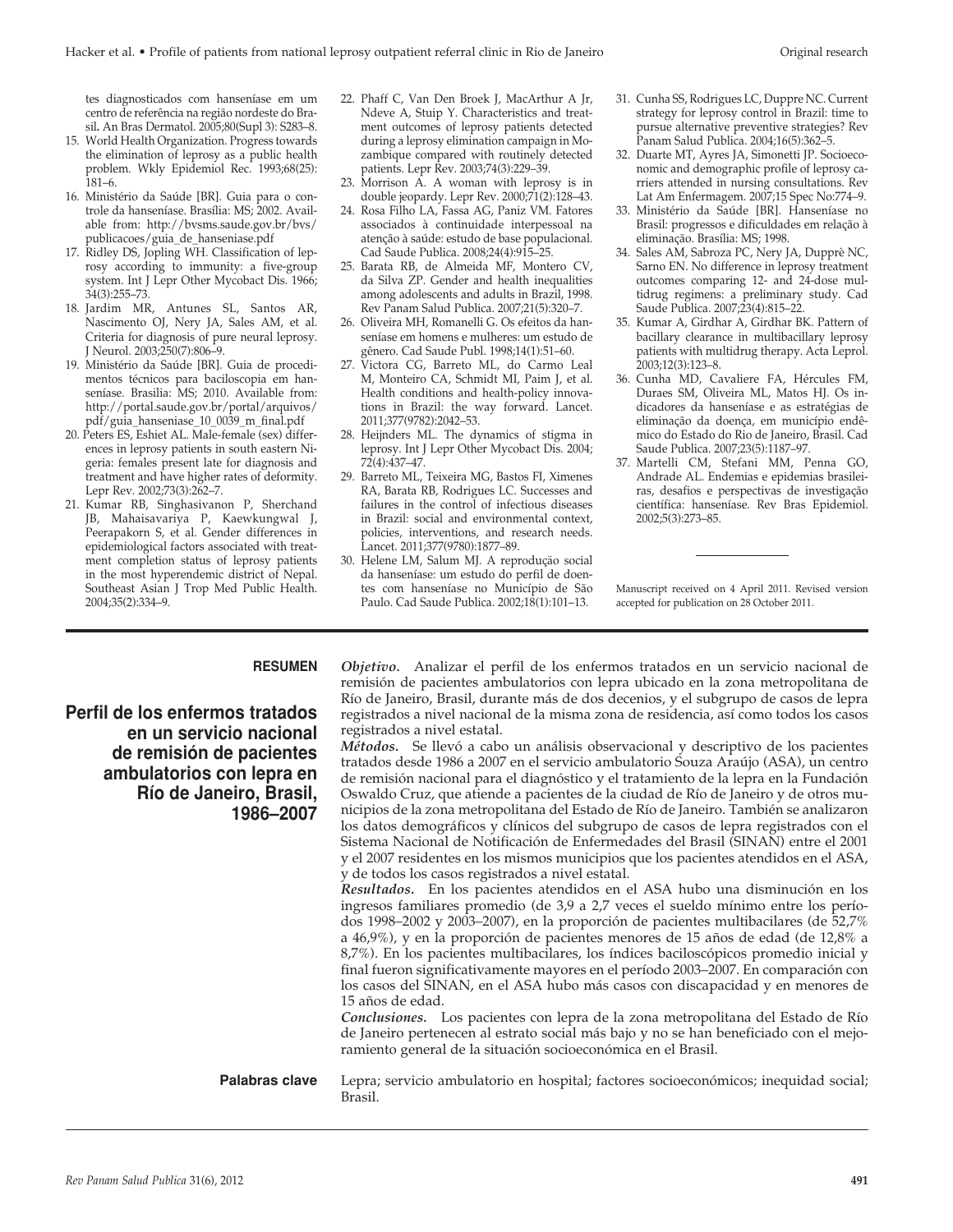tes diagnosticados com hanseníase em um centro de referência na região nordeste do Brasil. An Bras Dermatol. 2005;80(Supl 3): S283–8.

15. World Health Organization. Progress towards the elimination of leprosy as a public health problem. Wkly Epidemiol Rec. 1993;68(25): 181–6.
16. Ministério da Saúde [BR]. Guia para o controle da hanseníase. Brasília: MS; 2002. Available from: http://bvsms.saude.gov.br/bvs/publicacoes/guia_de_hanseniase.pdf
17. Ridley DS, Jopling WH. Classification of leprosy according to immunity: a five-group system. Int J Lepr Other Mycobact Dis. 1966; 34(3):255–73.
18. Jardim MR, Antunes SL, Santos AR, Nascimento OJ, Nery JA, Sales AM, et al. Criteria for diagnosis of pure neural leprosy. J Neurol. 2003;250(7):806–9.
19. Ministério da Saúde [BR]. Guia de procedimentos técnicos para baciloscopia em hanseníase. Brasilia: MS; 2010. Available from: http://portal.saude.gov.br/portal/arquivos/pdf/guia_hanseniase_10_0039_m_final.pdf
20. Peters ES, Eshiet AL. Male-female (sex) differences in leprosy patients in south eastern Nigeria: females present late for diagnosis and treatment and have higher rates of deformity. Lepr Rev. 2002;73(3):262–7.
21. Kumar RB, Singhasivanon P, Sherchand JB, Mahaisavariya P, Kaewkungwal J, Peerapakorn S, et al. Gender differences in epidemiological factors associated with treatment completion status of leprosy patients in the most hyperendemic district of Nepal. Southeast Asian J Trop Med Public Health. 2004;35(2):334–9.
22. Phaff C, Van Den Broek J, MacArthur A Jr, Ndeve A, Stuip Y. Characteristics and treatment outcomes of leprosy patients detected during a leprosy elimination campaign in Mozambique compared with routinely detected patients. Lepr Rev. 2003;74(3):229–39.
23. Morrison A. A woman with leprosy is in double jeopardy. Lepr Rev. 2000;71(2):128–43.
24. Rosa Filho LA, Fassa AG, Paniz VM. Fatores associados à continuidade interpessoal na atenção à saúde: estudo de base populacional. Cad Saude Publica. 2008;24(4):915–25.
25. Barata RB, de Almeida MF, Montero CV, da Silva ZP. Gender and health inequalities among adolescents and adults in Brazil, 1998. Rev Panam Salud Publica. 2007;21(5):320–7.
26. Oliveira MH, Romanelli G. Os efeitos da hanseníase em homens e mulheres: um estudo de gênero. Cad Saude Publ. 1998;14(1):51–60.
27. Victora CG, Barreto ML, do Carmo Leal M, Monteiro CA, Schmidt MI, Paim J, et al. Health conditions and health-policy innovations in Brazil: the way forward. Lancet. 2011;377(9782):2042–53.
28. Heijnders ML. The dynamics of stigma in leprosy. Int J Lepr Other Mycobact Dis. 2004; 72(4):437–47.
29. Barreto ML, Teixeira MG, Bastos FI, Ximenes RA, Barata RB, Rodrigues LC. Successes and failures in the control of infectious diseases in Brazil: social and environmental context, policies, interventions, and research needs. Lancet. 2011;377(9780):1877–89.
30. Helene LM, Salum MJ. A reprodução social da hanseníase: um estudo do perfil de doentes com hanseníase no Município de São Paulo. Cad Saude Publica. 2002;18(1):101–13.
31. Cunha SS, Rodrigues LC, Duppre NC. Current strategy for leprosy control in Brazil: time to pursue alternative preventive strategies? Rev Panam Salud Publica. 2004;16(5):362–5.
32. Duarte MT, Ayres JA, Simonetti JP. Socioeconomic and demographic profile of leprosy carriers attended in nursing consultations. Rev Lat Am Enfermagem. 2007;15 Spec No:774–9.
33. Ministério da Saúde [BR]. Hanseníase no Brasil: progressos e dificuldades em relação à eliminação. Brasília: MS; 1998.
34. Sales AM, Sabroza PC, Nery JA, Dupprè NC, Sarno EN. No difference in leprosy treatment outcomes comparing 12- and 24-dose multidrug regimens: a preliminary study. Cad Saude Publica. 2007;23(4):815–22.
35. Kumar A, Girdhar A, Girdhar BK. Pattern of bacillary clearance in multibacillary leprosy patients with multidrug therapy. Acta Leprol. 2003;12(3):123–8.
36. Cunha MD, Cavaliere FA, Hércules FM, Duraes SM, Oliveira ML, Matos HJ. Os indicadores da hanseníase e as estratégias de eliminação da doença, em município endêmico do Estado do Rio de Janeiro, Brasil. Cad Saude Publica. 2007;23(5):1187–97.
37. Martelli CM, Stefani MM, Penna GO, Andrade AL. Endemias e epidemias brasileiras, desafios e perspectivas de investigação científica: hanseníase. Rev Bras Epidemiol. 2002;5(3):273–85.

Manuscript received on 4 April 2011. Revised version accepted for publication on 28 October 2011.

---

**RESUMEN**

## Perfil de los enfermos tratados en un servicio nacional de remisión de pacientes ambulatorios con lepra en Río de Janeiro, Brasil, 1986–2007

***Objetivo.*** Analizar el perfil de los enfermos tratados en un servicio nacional de remisión de pacientes ambulatorios con lepra ubicado en la zona metropolitana de Río de Janeiro, Brasil, durante más de dos decenios, y el subgrupo de casos de lepra registrados a nivel nacional de la misma zona de residencia, así como todos los casos registrados a nivel estatal.

***Métodos.*** Se llevó a cabo un análisis observacional y descriptivo de los pacientes tratados desde 1986 a 2007 en el servicio ambulatorio Souza Araújo (ASA), un centro de remisión nacional para el diagnóstico y el tratamiento de la lepra en la Fundación Oswaldo Cruz, que atiende a pacientes de la ciudad de Río de Janeiro y de otros municipios de la zona metropolitana del Estado de Río de Janeiro. También se analizaron los datos demográficos y clínicos del subgrupo de casos de lepra registrados con el Sistema Nacional de Notificación de Enfermedades del Brasil (SINAN) entre el 2001 y el 2007 residentes en los mismos municipios que los pacientes atendidos en el ASA, y de todos los casos registrados a nivel estatal.

***Resultados.*** En los pacientes atendidos en el ASA hubo una disminución en los ingresos familiares promedio (de 3,9 a 2,7 veces el sueldo mínimo entre los períodos 1998–2002 y 2003–2007), en la proporción de pacientes multibacilares (de 52,7% a 46,9%), y en la proporción de pacientes menores de 15 años de edad (de 12,8% a 8,7%). En los pacientes multibacilares, los índices baciloscópicos promedio inicial y final fueron significativamente mayores en el período 2003–2007. En comparación con los casos del SINAN, en el ASA hubo más casos con discapacidad y en menores de 15 años de edad.

***Conclusiones.*** Los pacientes con lepra de la zona metropolitana del Estado de Río de Janeiro pertenecen al estrato social más bajo y no se han beneficiado con el mejoramiento general de la situación socioeconómica en el Brasil.

**Palabras clave** Lepra; servicio ambulatorio en hospital; factores socioeconómicos; inequidad social; Brasil.